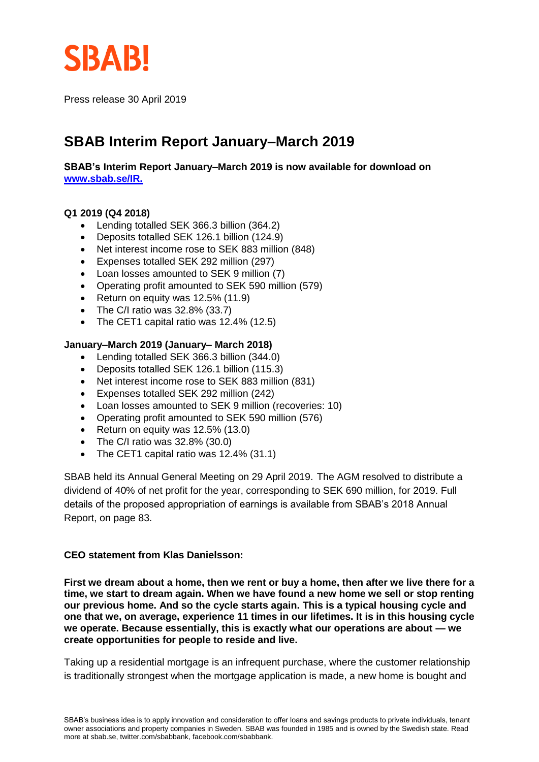SBAB!

Press release 30 April 2019

# SBAB Interim Report January–March 2019

**SBAB's Interim Report January–March 2019 is now available for download on [www.sbab.se/IR.](www.sbab.se/IR)**

**Q1 2019 (Q4 2018)**

- Lending totalled SEK 366.3 billion (364.2)
- Deposits totalled SEK 126.1 billion (124.9)
- Net interest income rose to SEK 883 million (848)
- Expenses totalled SEK 292 million (297)
- Loan losses amounted to SEK 9 million (7)
- Operating profit amounted to SEK 590 million (579)
- Return on equity was 12.5% (11.9)
- The C/I ratio was 32.8% (33.7)
- The CET1 capital ratio was 12.4% (12.5)

**January–March 2019 (January– March 2018)**

- Lending totalled SEK 366.3 billion (344.0)
- Deposits totalled SEK 126.1 billion (115.3)
- Net interest income rose to SEK 883 million (831)
- Expenses totalled SEK 292 million (242)
- Loan losses amounted to SEK 9 million (recoveries: 10)
- Operating profit amounted to SEK 590 million (576)
- Return on equity was 12.5% (13.0)
- The C/I ratio was 32.8% (30.0)
- The CET1 capital ratio was 12.4% (31.1)

SBAB held its Annual General Meeting on 29 April 2019. The AGM resolved to distribute a dividend of 40% of net profit for the year, corresponding to SEK 690 million, for 2019. Full details of the proposed appropriation of earnings is available from SBAB's 2018 Annual Report, on page 83.

**CEO statement from Klas Danielsson:**

**First we dream about a home, then we rent or buy a home, then after we live there for a time, we start to dream again. When we have found a new home we sell or stop renting our previous home. And so the cycle starts again. This is a typical housing cycle and one that we, on average, experience 11 times in our lifetimes. It is in this housing cycle we operate. Because essentially, this is exactly what our operations are about — we create opportunities for people to reside and live.**

Taking up a residential mortgage is an infrequent purchase, where the customer relationship is traditionally strongest when the mortgage application is made, a new home is bought and

SBAB's business idea is to apply innovation and consideration to offer loans and savings products to private individuals, tenant owner associations and property companies in Sweden. SBAB was founded in 1985 and is owned by the Swedish state. Read more at sbab.se, twitter.com/sbabbank, facebook.com/sbabbank.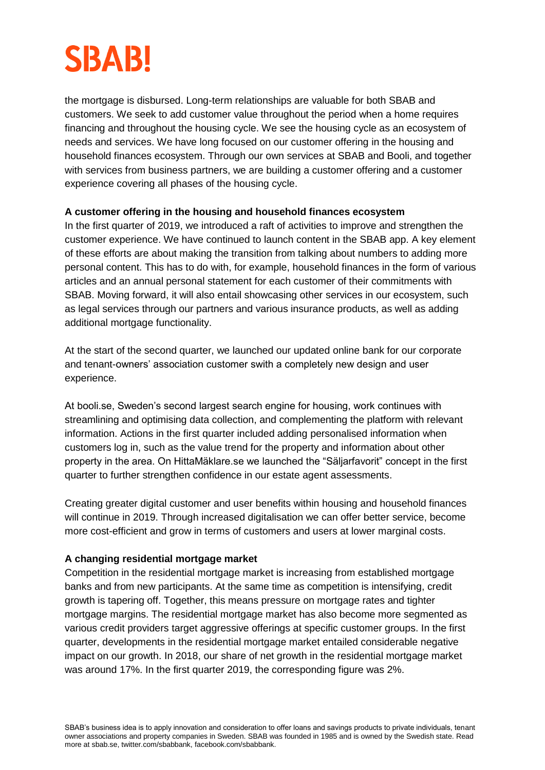the mortgage is disbursed. Long-term relationships are valuable for both SBAB and customers. We seek to add customer value throughout the period when a home requires financing and throughout the housing cycle. We see the housing cycle as an ecosystem of needs and services. We have long focused on our customer offering in the housing and household finances ecosystem. Through our own services at SBAB and Booli, and together with services from business partners, we are building a customer offering and a customer experience covering all phases of the housing cycle.

**A customer offering in the housing and household finances ecosystem**

In the first quarter of 2019, we introduced a raft of activities to improve and strengthen the customer experience. We have continued to launch content in the SBAB app. A key element of these efforts are about making the transition from talking about numbers to adding more personal content. This has to do with, for example, household finances in the form of various articles and an annual personal statement for each customer of their commitments with SBAB. Moving forward, it will also entail showcasing other services in our ecosystem, such as legal services through our partners and various insurance products, as well as adding additional mortgage functionality.

At the start of the second quarter, we launched our updated online bank for our corporate and tenant-owners' association customer swith a completely new design and user experience.

At booli.se, Sweden's second largest search engine for housing, work continues with streamlining and optimising data collection, and complementing the platform with relevant information. Actions in the first quarter included adding personalised information when customers log in, such as the value trend for the property and information about other property in the area. On HittaMäklare.se we launched the "Säljarfavorit" concept in the first quarter to further strengthen confidence in our estate agent assessments.

Creating greater digital customer and user benefits within housing and household finances will continue in 2019. Through increased digitalisation we can offer better service, become more cost-efficient and grow in terms of customers and users at lower marginal costs.

**A changing residential mortgage market**

Competition in the residential mortgage market is increasing from established mortgage banks and from new participants. At the same time as competition is intensifying, credit growth is tapering off. Together, this means pressure on mortgage rates and tighter mortgage margins. The residential mortgage market has also become more segmented as various credit providers target aggressive offerings at specific customer groups. In the first quarter, developments in the residential mortgage market entailed considerable negative impact on our growth. In 2018, our share of net growth in the residential mortgage market was around 17%. In the first quarter 2019, the corresponding figure was 2%.

SBAB's business idea is to apply innovation and consideration to offer loans and savings products to private individuals, tenant owner associations and property companies in Sweden. SBAB was founded in 1985 and is owned by the Swedish state. Read more at sbab.se, twitter.com/sbabbank, facebook.com/sbabbank.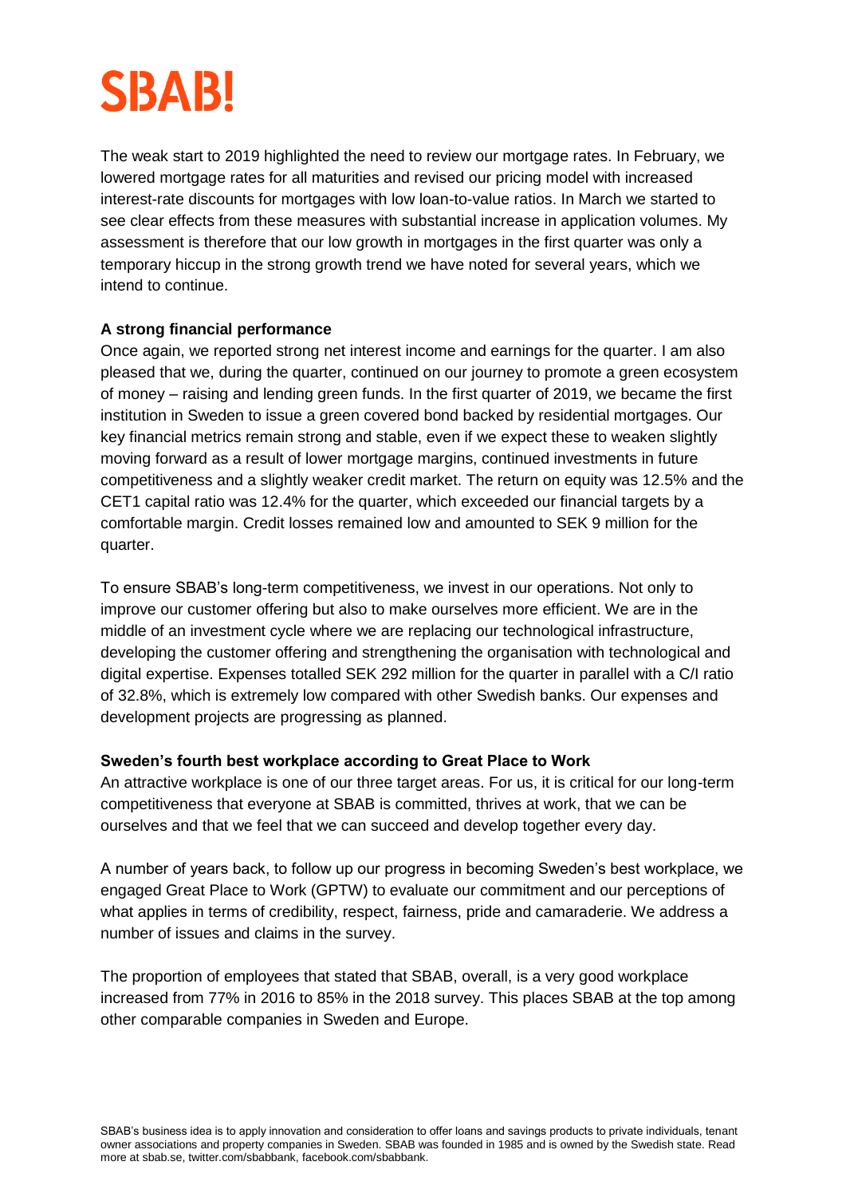The weak start to 2019 highlighted the need to review our mortgage rates. In February, we lowered mortgage rates for all maturities and revised our pricing model with increased interest-rate discounts for mortgages with low loan-to-value ratios. In March we started to see clear effects from these measures with substantial increase in application volumes. My assessment is therefore that our low growth in mortgages in the first quarter was only a temporary hiccup in the strong growth trend we have noted for several years, which we intend to continue.

**A strong financial performance**

Once again, we reported strong net interest income and earnings for the quarter. I am also pleased that we, during the quarter, continued on our journey to promote a green ecosystem of money – raising and lending green funds. In the first quarter of 2019, we became the first institution in Sweden to issue a green covered bond backed by residential mortgages. Our key financial metrics remain strong and stable, even if we expect these to weaken slightly moving forward as a result of lower mortgage margins, continued investments in future competitiveness and a slightly weaker credit market. The return on equity was 12.5% and the CET1 capital ratio was 12.4% for the quarter, which exceeded our financial targets by a comfortable margin. Credit losses remained low and amounted to SEK 9 million for the quarter.

To ensure SBAB's long-term competitiveness, we invest in our operations. Not only to improve our customer offering but also to make ourselves more efficient. We are in the middle of an investment cycle where we are replacing our technological infrastructure, developing the customer offering and strengthening the organisation with technological and digital expertise. Expenses totalled SEK 292 million for the quarter in parallel with a C/I ratio of 32.8%, which is extremely low compared with other Swedish banks. Our expenses and development projects are progressing as planned.

**Sweden's fourth best workplace according to Great Place to Work**

An attractive workplace is one of our three target areas. For us, it is critical for our long-term competitiveness that everyone at SBAB is committed, thrives at work, that we can be ourselves and that we feel that we can succeed and develop together every day.

A number of years back, to follow up our progress in becoming Sweden's best workplace, we engaged Great Place to Work (GPTW) to evaluate our commitment and our perceptions of what applies in terms of credibility, respect, fairness, pride and camaraderie. We address a number of issues and claims in the survey.

The proportion of employees that stated that SBAB, overall, is a very good workplace increased from 77% in 2016 to 85% in the 2018 survey. This places SBAB at the top among other comparable companies in Sweden and Europe.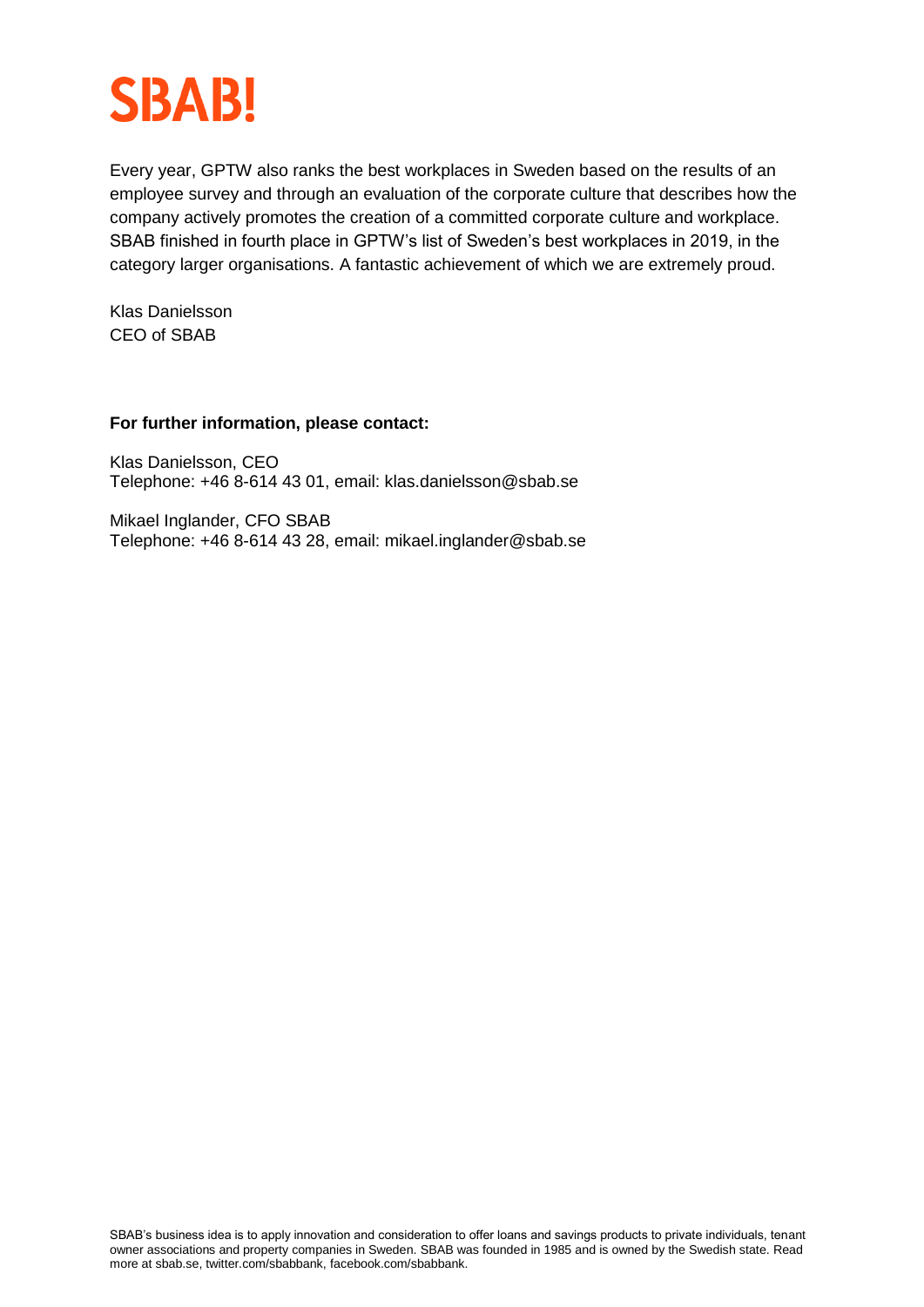Every year, GPTW also ranks the best workplaces in Sweden based on the results of an employee survey and through an evaluation of the corporate culture that describes how the company actively promotes the creation of a committed corporate culture and workplace. SBAB finished in fourth place in GPTW's list of Sweden's best workplaces in 2019, in the category larger organisations. A fantastic achievement of which we are extremely proud.

Klas Danielsson
CEO of SBAB

**For further information, please contact:**

Klas Danielsson, CEO
Telephone: +46 8-614 43 01, email: klas.danielsson@sbab.se

Mikael Inglander, CFO SBAB
Telephone: +46 8-614 43 28, email: mikael.inglander@sbab.se

SBAB's business idea is to apply innovation and consideration to offer loans and savings products to private individuals, tenant owner associations and property companies in Sweden. SBAB was founded in 1985 and is owned by the Swedish state. Read more at sbab.se, twitter.com/sbabbank, facebook.com/sbabbank.